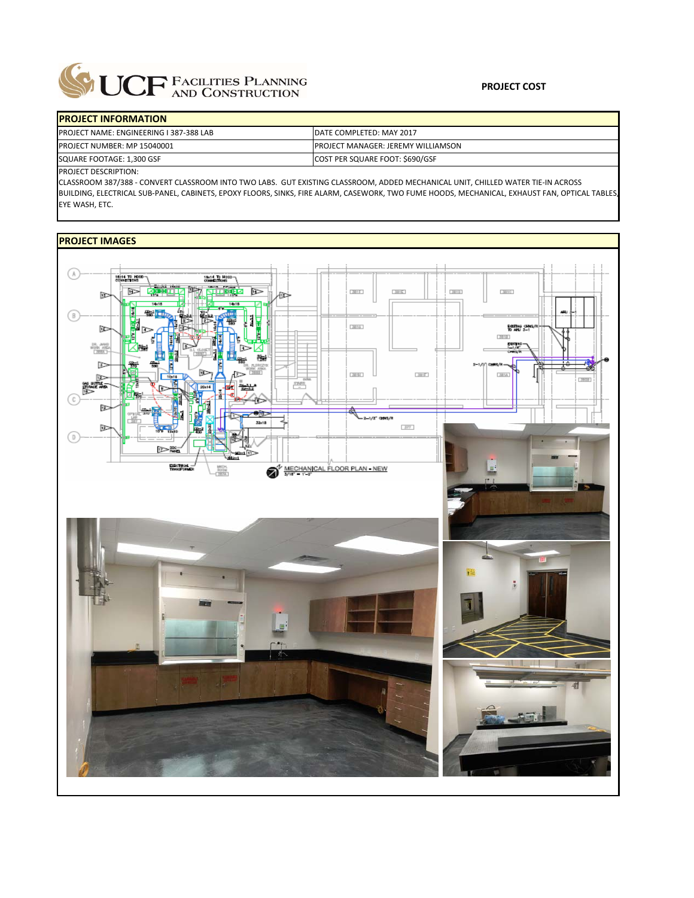UCF Facilities Planning and Construction

**PROJECT COST**

| PROJECT INFORMATION | |
|---|---|
| PROJECT NAME: ENGINEERING I 387-388 LAB | DATE COMPLETED: MAY 2017 |
| PROJECT NUMBER: MP 15040001 | PROJECT MANAGER: JEREMY WILLIAMSON |
| SQUARE FOOTAGE: 1,300 GSF | COST PER SQUARE FOOT: $690/GSF |

PROJECT DESCRIPTION:

CLASSROOM 387/388 - CONVERT CLASSROOM INTO TWO LABS. GUT EXISTING CLASSROOM, ADDED MECHANICAL UNIT, CHILLED WATER TIE-IN ACROSS BUILDING, ELECTRICAL SUB-PANEL, CABINETS, EPOXY FLOORS, SINKS, FIRE ALARM, CASEWORK, TWO FUME HOODS, MECHANICAL, EXHAUST FAN, OPTICAL TABLES, EYE WASH, ETC.

**PROJECT IMAGES**

MECHANICAL FLOOR PLAN - NEW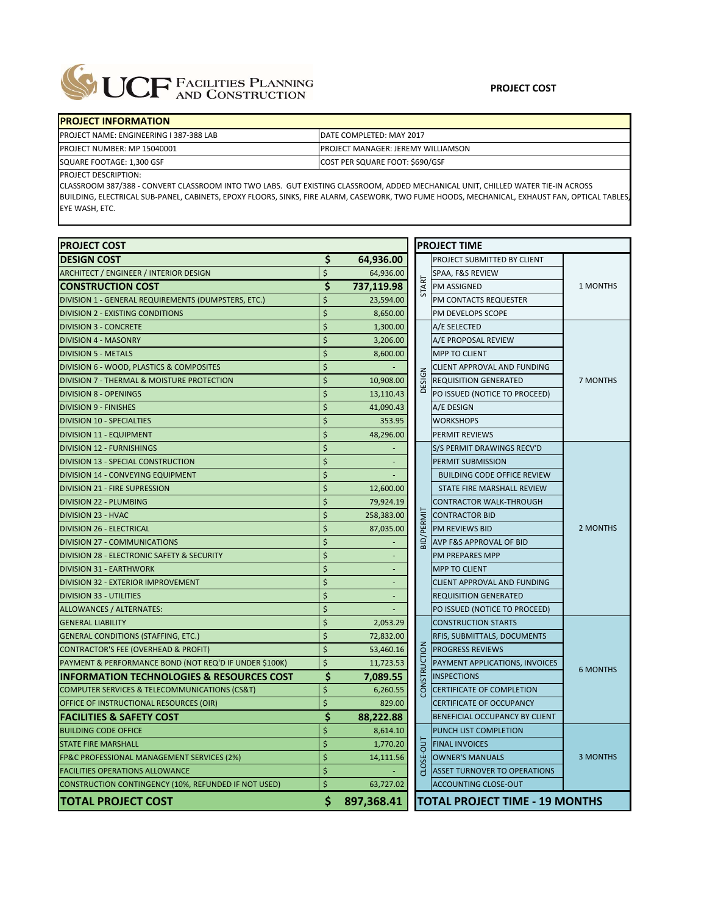UCF FACILITIES PLANNING AND CONSTRUCTION

**PROJECT COST**

| PROJECT INFORMATION | |
|---|---|
| PROJECT NAME: ENGINEERING I 387-388 LAB | DATE COMPLETED: MAY 2017 |
| PROJECT NUMBER: MP 15040001 | PROJECT MANAGER: JEREMY WILLIAMSON |
| SQUARE FOOTAGE: 1,300 GSF | COST PER SQUARE FOOT: $690/GSF |

PROJECT DESCRIPTION:
CLASSROOM 387/388 - CONVERT CLASSROOM INTO TWO LABS. GUT EXISTING CLASSROOM, ADDED MECHANICAL UNIT, CHILLED WATER TIE-IN ACROSS BUILDING, ELECTRICAL SUB-PANEL, CABINETS, EPOXY FLOORS, SINKS, FIRE ALARM, CASEWORK, TWO FUME HOODS, MECHANICAL, EXHAUST FAN, OPTICAL TABLES, EYE WASH, ETC.

| PROJECT COST | | |
|---|---|---|
| **DESIGN COST** | **$** | **64,936.00** |
| ARCHITECT / ENGINEER / INTERIOR DESIGN | $ | 64,936.00 |
| **CONSTRUCTION COST** | **$** | **737,119.98** |
| DIVISION 1 - GENERAL REQUIREMENTS (DUMPSTERS, ETC.) | $ | 23,594.00 |
| DIVISION 2 - EXISTING CONDITIONS | $ | 8,650.00 |
| DIVISION 3 - CONCRETE | $ | 1,300.00 |
| DIVISION 4 - MASONRY | $ | 3,206.00 |
| DIVISION 5 - METALS | $ | 8,600.00 |
| DIVISION 6 - WOOD, PLASTICS & COMPOSITES | $ | - |
| DIVISION 7 - THERMAL & MOISTURE PROTECTION | $ | 10,908.00 |
| DIVISION 8 - OPENINGS | $ | 13,110.43 |
| DIVISION 9 - FINISHES | $ | 41,090.43 |
| DIVISION 10 - SPECIALTIES | $ | 353.95 |
| DIVISION 11 - EQUIPMENT | $ | 48,296.00 |
| DIVISION 12 - FURNISHINGS | $ | - |
| DIVISION 13 - SPECIAL CONSTRUCTION | $ | - |
| DIVISION 14 - CONVEYING EQUIPMENT | $ | - |
| DIVISION 21 - FIRE SUPRESSION | $ | 12,600.00 |
| DIVISION 22 - PLUMBING | $ | 79,924.19 |
| DIVISION 23 - HVAC | $ | 258,383.00 |
| DIVISION 26 - ELECTRICAL | $ | 87,035.00 |
| DIVISION 27 - COMMUNICATIONS | $ | - |
| DIVISION 28 - ELECTRONIC SAFETY & SECURITY | $ | - |
| DIVISION 31 - EARTHWORK | $ | - |
| DIVISION 32 - EXTERIOR IMPROVEMENT | $ | - |
| DIVISION 33 - UTILITIES | $ | - |
| ALLOWANCES / ALTERNATES: | $ | - |
| GENERAL LIABILITY | $ | 2,053.29 |
| GENERAL CONDITIONS (STAFFING, ETC.) | $ | 72,832.00 |
| CONTRACTOR'S FEE (OVERHEAD & PROFIT) | $ | 53,460.16 |
| PAYMENT & PERFORMANCE BOND (NOT REQ'D IF UNDER $100K) | $ | 11,723.53 |
| **INFORMATION TECHNOLOGIES & RESOURCES COST** | **$** | **7,089.55** |
| COMPUTER SERVICES & TELECOMMUNICATIONS (CS&T) | $ | 6,260.55 |
| OFFICE OF INSTRUCTIONAL RESOURCES (OIR) | $ | 829.00 |
| **FACILITIES & SAFETY COST** | **$** | **88,222.88** |
| BUILDING CODE OFFICE | $ | 8,614.10 |
| STATE FIRE MARSHALL | $ | 1,770.20 |
| FP&C PROFESSIONAL MANAGEMENT SERVICES (2%) | $ | 14,111.56 |
| FACILITIES OPERATIONS ALLOWANCE | $ | - |
| CONSTRUCTION CONTINGENCY (10%, REFUNDED IF NOT USED) | $ | 63,727.02 |
| **TOTAL PROJECT COST** | **$** | **897,368.41** |

| PROJECT TIME | | |
|---|---|---|
| START | PROJECT SUBMITTED BY CLIENT | 1 MONTHS |
| | SPAA, F&S REVIEW | |
| | PM ASSIGNED | |
| | PM CONTACTS REQUESTER | |
| | PM DEVELOPS SCOPE | |
| DESIGN | A/E SELECTED | 7 MONTHS |
| | A/E PROPOSAL REVIEW | |
| | MPP TO CLIENT | |
| | CLIENT APPROVAL AND FUNDING | |
| | REQUISITION GENERATED | |
| | PO ISSUED (NOTICE TO PROCEED) | |
| | A/E DESIGN | |
| | WORKSHOPS | |
| | PERMIT REVIEWS | |
| BID/PERMIT | S/S PERMIT DRAWINGS RECV'D | 2 MONTHS |
| | PERMIT SUBMISSION | |
| | BUILDING CODE OFFICE REVIEW | |
| | STATE FIRE MARSHALL REVIEW | |
| | CONTRACTOR WALK-THROUGH | |
| | CONTRACTOR BID | |
| | PM REVIEWS BID | |
| | AVP F&S APPROVAL OF BID | |
| | PM PREPARES MPP | |
| | MPP TO CLIENT | |
| | CLIENT APPROVAL AND FUNDING | |
| | REQUISITION GENERATED | |
| | PO ISSUED (NOTICE TO PROCEED) | |
| CONSTRUCTION | CONSTRUCTION STARTS | 6 MONTHS |
| | RFIS, SUBMITTALS, DOCUMENTS | |
| | PROGRESS REVIEWS | |
| | PAYMENT APPLICATIONS, INVOICES | |
| | INSPECTIONS | |
| | CERTIFICATE OF COMPLETION | |
| | CERTIFICATE OF OCCUPANCY | |
| | BENEFICIAL OCCUPANCY BY CLIENT | |
| CLOSE-OUT | PUNCH LIST COMPLETION | 3 MONTHS |
| | FINAL INVOICES | |
| | OWNER'S MANUALS | |
| | ASSET TURNOVER TO OPERATIONS | |
| | ACCOUNTING CLOSE-OUT | |
| **TOTAL PROJECT TIME - 19 MONTHS** | | |